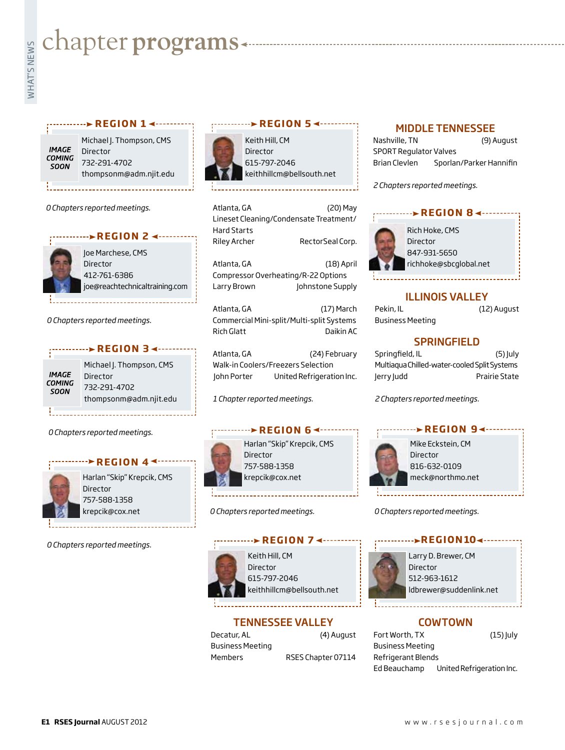# chapter programs

## REGION 1

IMAGE COMING SOON

Michael J. Thompson, CMS
Director
732-291-4702
thompsonm@adm.njit.edu

*0 Chapters reported meetings.*

## REGION 2

Joe Marchese, CMS
Director
412-761-6386
joe@reachtechnicaltraining.com

*0 Chapters reported meetings.*

## REGION 3

IMAGE COMING SOON

Michael J. Thompson, CMS
Director
732-291-4702
thompsonm@adm.njit.edu

*0 Chapters reported meetings.*

## REGION 4

Harlan "Skip" Krepcik, CMS
Director
757-588-1358
krepcik@cox.net

*0 Chapters reported meetings.*

## REGION 5

Keith Hill, CM
Director
615-797-2046
keithhillcm@bellsouth.net

Atlanta, GA (20) May
Lineset Cleaning/Condensate Treatment/Hard Starts
Riley Archer RectorSeal Corp.

Atlanta, GA (18) April
Compressor Overheating/R-22 Options
Larry Brown Johnstone Supply

Atlanta, GA (17) March
Commercial Mini-split/Multi-split Systems
Rich Glatt Daikin AC

Atlanta, GA (24) February
Walk-in Coolers/Freezers Selection
John Porter United Refrigeration Inc.

*1 Chapter reported meetings.*

## REGION 6

Harlan "Skip" Krepcik, CMS
Director
757-588-1358
krepcik@cox.net

*0 Chapters reported meetings.*

## REGION 7

Keith Hill, CM
Director
615-797-2046
keithhillcm@bellsouth.net

### TENNESSEE VALLEY

Decatur, AL (4) August
Business Meeting
Members RSES Chapter 07114

### MIDDLE TENNESSEE

Nashville, TN (9) August
SPORT Regulator Valves
Brian Clevlen Sporlan/Parker Hannifin

*2 Chapters reported meetings.*

## REGION 8

Rich Hoke, CMS
Director
847-931-5650
richhoke@sbcglobal.net

### ILLINOIS VALLEY

Pekin, IL (12) August
Business Meeting

### SPRINGFIELD

Springfield, IL (5) July
Multiaqua Chilled-water-cooled Split Systems
Jerry Judd Prairie State

*2 Chapters reported meetings.*

## REGION 9

Mike Eckstein, CM
Director
816-632-0109
meck@northmo.net

*0 Chapters reported meetings.*

## REGION 10

Larry D. Brewer, CM
Director
512-963-1612
ldbrewer@suddenlink.net

### COWTOWN

Fort Worth, TX (15) July
Business Meeting
Refrigerant Blends
Ed Beauchamp United Refrigeration Inc.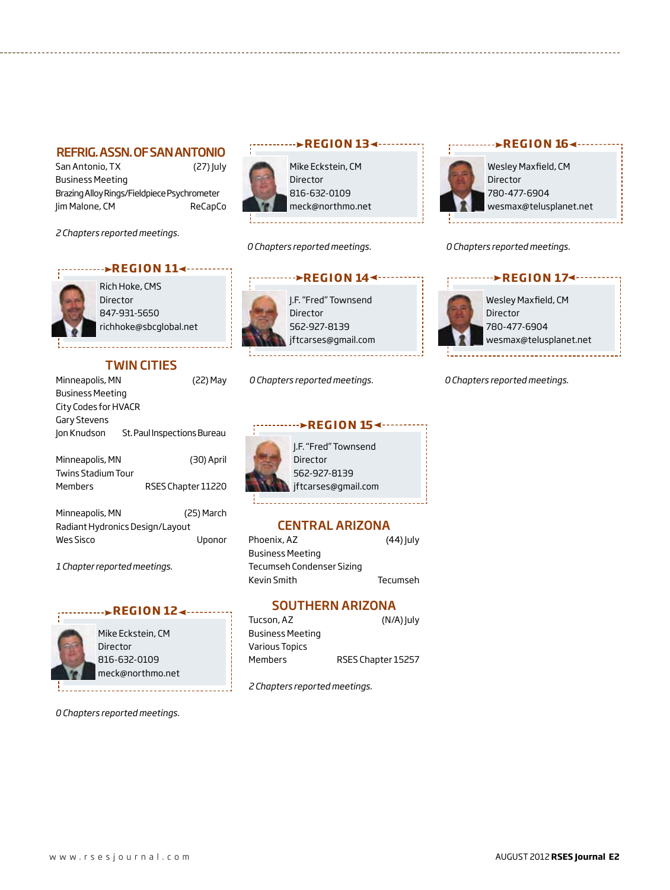## REFRIG. ASSN. OF SAN ANTONIO

San Antonio, TX (27) July
Business Meeting
Brazing Alloy Rings/Fieldpiece Psychrometer
Jim Malone, CM ReCapCo

*2 Chapters reported meetings.*

## REGION 11

Rich Hoke, CMS
Director
847-931-5650
richhoke@sbcglobal.net

## TWIN CITIES

Minneapolis, MN (22) May
Business Meeting
City Codes for HVACR
Gary Stevens
Jon Knudson St. Paul Inspections Bureau

Minneapolis, MN (30) April
Twins Stadium Tour
Members RSES Chapter 11220

Minneapolis, MN (25) March
Radiant Hydronics Design/Layout
Wes Sisco Uponor

*1 Chapter reported meetings.*

## REGION 12

Mike Eckstein, CM
Director
816-632-0109
meck@northmo.net

*0 Chapters reported meetings.*

## REGION 13

Mike Eckstein, CM
Director
816-632-0109
meck@northmo.net

*0 Chapters reported meetings.*

## REGION 14

J.F. "Fred" Townsend
Director
562-927-8139
jftcarses@gmail.com

*0 Chapters reported meetings.*

## REGION 15

J.F. "Fred" Townsend
Director
562-927-8139
jftcarses@gmail.com

## CENTRAL ARIZONA

Phoenix, AZ (44) July
Business Meeting
Tecumseh Condenser Sizing
Kevin Smith Tecumseh

## SOUTHERN ARIZONA

Tucson, AZ (N/A) July
Business Meeting
Various Topics
Members RSES Chapter 15257

*2 Chapters reported meetings.*

## REGION 16

Wesley Maxfield, CM
Director
780-477-6904
wesmax@telusplanet.net

*0 Chapters reported meetings.*

## REGION 17

Wesley Maxfield, CM
Director
780-477-6904
wesmax@telusplanet.net

*0 Chapters reported meetings.*